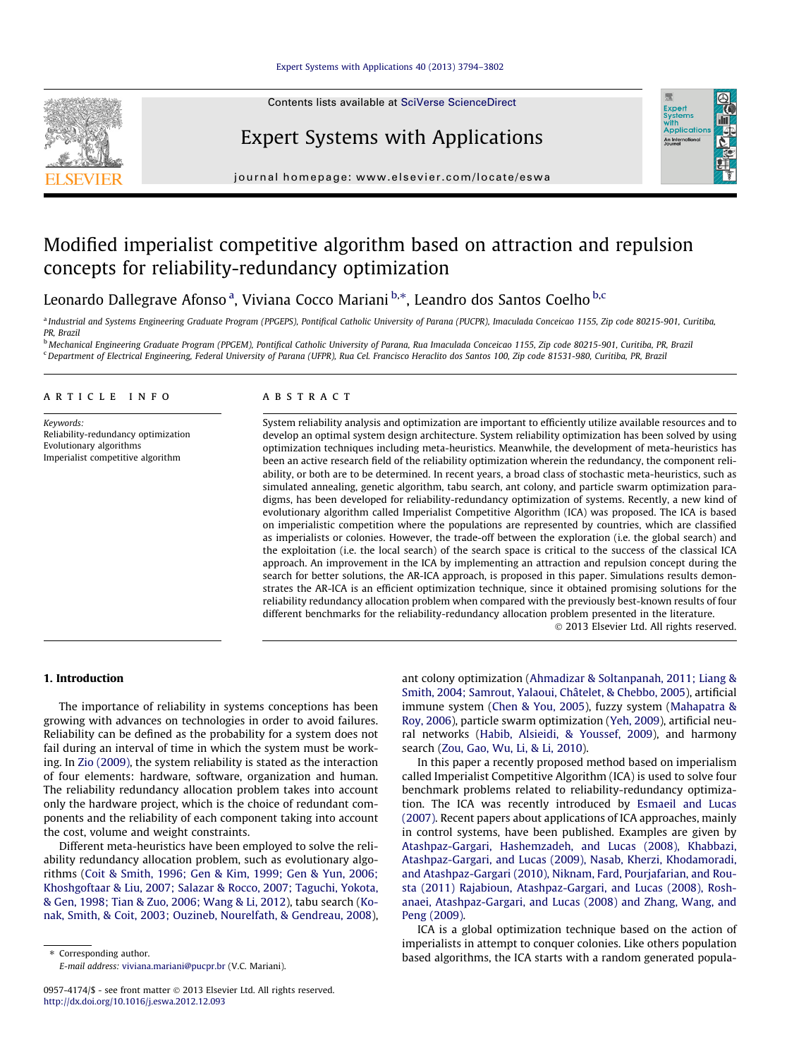# Modified imperialist competitive algorithm based on attraction and repulsion concepts for reliability-redundancy optimization

Leonardo Dallegrave Afonso [a], Viviana Cocco Mariani [b,*], Leandro dos Santos Coelho [b,c]

[a] Industrial and Systems Engineering Graduate Program (PPGEPS), Pontifical Catholic University of Parana (PUCPR), Imaculada Conceicao 1155, Zip code 80215-901, Curitiba, PR, Brazil

[b] Mechanical Engineering Graduate Program (PPGEM), Pontifical Catholic University of Parana, Rua Imaculada Conceicao 1155, Zip code 80215-901, Curitiba, PR, Brazil

[c] Department of Electrical Engineering, Federal University of Parana (UFPR), Rua Cel. Francisco Heraclito dos Santos 100, Zip code 81531-980, Curitiba, PR, Brazil

## ARTICLE INFO

*Keywords:*
Reliability-redundancy optimization
Evolutionary algorithms
Imperialist competitive algorithm

## ABSTRACT

System reliability analysis and optimization are important to efficiently utilize available resources and to develop an optimal system design architecture. System reliability optimization has been solved by using optimization techniques including meta-heuristics. Meanwhile, the development of meta-heuristics has been an active research field of the reliability optimization wherein the redundancy, the component reliability, or both are to be determined. In recent years, a broad class of stochastic meta-heuristics, such as simulated annealing, genetic algorithm, tabu search, ant colony, and particle swarm optimization paradigms, has been developed for reliability-redundancy optimization of systems. Recently, a new kind of evolutionary algorithm called Imperialist Competitive Algorithm (ICA) was proposed. The ICA is based on imperialistic competition where the populations are represented by countries, which are classified as imperialists or colonies. However, the trade-off between the exploration (i.e. the global search) and the exploitation (i.e. the local search) of the search space is critical to the success of the classical ICA approach. An improvement in the ICA by implementing an attraction and repulsion concept during the search for better solutions, the AR-ICA approach, is proposed in this paper. Simulations results demonstrates the AR-ICA is an efficient optimization technique, since it obtained promising solutions for the reliability redundancy allocation problem when compared with the previously best-known results of four different benchmarks for the reliability-redundancy allocation problem presented in the literature.

© 2013 Elsevier Ltd. All rights reserved.

## 1. Introduction

The importance of reliability in systems conceptions has been growing with advances on technologies in order to avoid failures. Reliability can be defined as the probability for a system does not fail during an interval of time in which the system must be working. In Zio (2009), the system reliability is stated as the interaction of four elements: hardware, software, organization and human. The reliability redundancy allocation problem takes into account only the hardware project, which is the choice of redundant components and the reliability of each component taking into account the cost, volume and weight constraints.

Different meta-heuristics have been employed to solve the reliability redundancy allocation problem, such as evolutionary algorithms (Coit & Smith, 1996; Gen & Kim, 1999; Gen & Yun, 2006; Khoshgoftaar & Liu, 2007; Salazar & Rocco, 2007; Taguchi, Yokota, & Gen, 1998; Tian & Zuo, 2006; Wang & Li, 2012), tabu search (Konak, Smith, & Coit, 2003; Ouzineb, Nourelfath, & Gendreau, 2008), ant colony optimization (Ahmadizar & Soltanpanah, 2011; Liang & Smith, 2004; Samrout, Yalaoui, Châtelet, & Chebbo, 2005), artificial immune system (Chen & You, 2005), fuzzy system (Mahapatra & Roy, 2006), particle swarm optimization (Yeh, 2009), artificial neural networks (Habib, Alsieidi, & Youssef, 2009), and harmony search (Zou, Gao, Wu, Li, & Li, 2010).

In this paper a recently proposed method based on imperialism called Imperialist Competitive Algorithm (ICA) is used to solve four benchmark problems related to reliability-redundancy optimization. The ICA was recently introduced by Esmaeil and Lucas (2007). Recent papers about applications of ICA approaches, mainly in control systems, have been published. Examples are given by Atashpaz-Gargari, Hashemzadeh, and Lucas (2008), Khabbazi, Atashpaz-Gargari, and Lucas (2009), Nasab, Kherzi, Khodamoradi, and Atashpaz-Gargari (2010), Niknam, Fard, Pourjafarian, and Rousta (2011) Rajabioun, Atashpaz-Gargari, and Lucas (2008), Roshanaei, Atashpaz-Gargari, and Lucas (2008) and Zhang, Wang, and Peng (2009).

ICA is a global optimization technique based on the action of imperialists in attempt to conquer colonies. Like others population based algorithms, the ICA starts with a random generated popula-

\* Corresponding author.
E-mail address: viviana.mariani@pucpr.br (V.C. Mariani).

0957-4174/$ - see front matter © 2013 Elsevier Ltd. All rights reserved.
http://dx.doi.org/10.1016/j.eswa.2012.12.093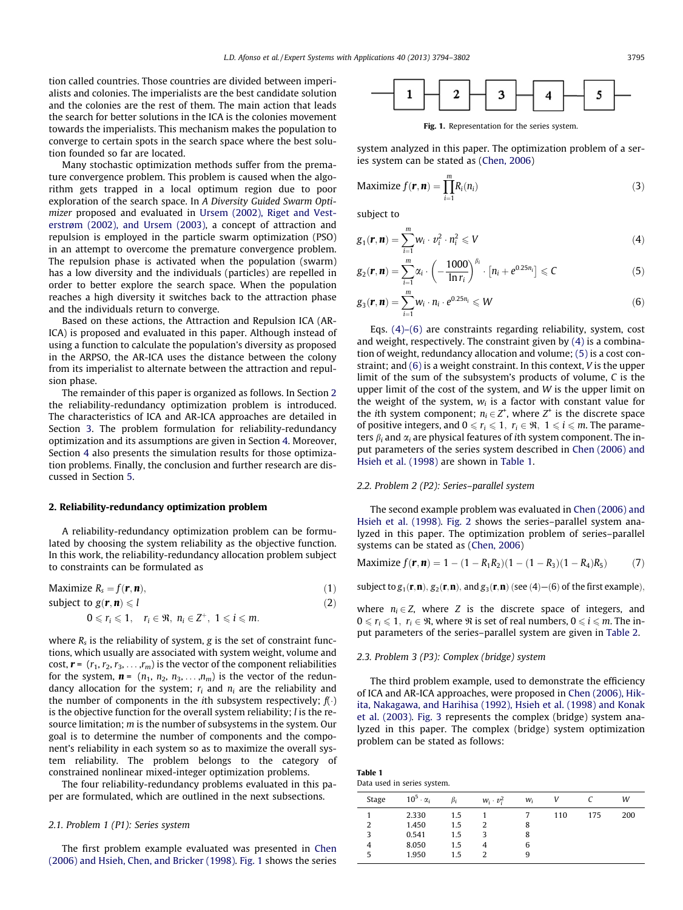tion called countries. Those countries are divided between imperialists and colonies. The imperialists are the best candidate solution and the colonies are the rest of them. The main action that leads the search for better solutions in the ICA is the colonies movement towards the imperialists. This mechanism makes the population to converge to certain spots in the search space where the best solution founded so far are located.

Many stochastic optimization methods suffer from the premature convergence problem. This problem is caused when the algorithm gets trapped in a local optimum region due to poor exploration of the search space. In *A Diversity Guided Swarm Optimizer* proposed and evaluated in Ursem (2002), Riget and Vesterstrøm (2002), and Ursem (2003), a concept of attraction and repulsion is employed in the particle swarm optimization (PSO) in an attempt to overcome the premature convergence problem. The repulsion phase is activated when the population (swarm) has a low diversity and the individuals (particles) are repelled in order to better explore the search space. When the population reaches a high diversity it switches back to the attraction phase and the individuals return to converge.

Based on these actions, the Attraction and Repulsion ICA (AR-ICA) is proposed and evaluated in this paper. Although instead of using a function to calculate the population's diversity as proposed in the ARPSO, the AR-ICA uses the distance between the colony from its imperialist to alternate between the attraction and repulsion phase.

The remainder of this paper is organized as follows. In Section 2 the reliability-redundancy optimization problem is introduced. The characteristics of ICA and AR-ICA approaches are detailed in Section 3. The problem formulation for reliability-redundancy optimization and its assumptions are given in Section 4. Moreover, Section 4 also presents the simulation results for those optimization problems. Finally, the conclusion and further research are discussed in Section 5.

## 2. Reliability-redundancy optimization problem

A reliability-redundancy optimization problem can be formulated by choosing the system reliability as the objective function. In this work, the reliability-redundancy allocation problem subject to constraints can be formulated as

$$\text{Maximize } R_s = f(\boldsymbol{r}, \boldsymbol{n}), \tag{1}$$

$$\text{subject to } g(\boldsymbol{r}, \boldsymbol{n}) \leqslant l \tag{2}$$

$$0 \leqslant r_i \leqslant 1, \quad r_i \in \Re, \; n_i \in Z^+, \; 1 \leqslant i \leqslant m.$$

where $R_s$ is the reliability of system, $g$ is the set of constraint functions, which usually are associated with system weight, volume and cost, $\boldsymbol{r} = (r_1, r_2, r_3, \ldots, r_m)$ is the vector of the component reliabilities for the system, $\boldsymbol{n} = (n_1, n_2, n_3, \ldots, n_m)$ is the vector of the redundancy allocation for the system; $r_i$ and $n_i$ are the reliability and the number of components in the $i$th subsystem respectively; $f(\cdot)$ is the objective function for the overall system reliability; $l$ is the resource limitation; $m$ is the number of subsystems in the system. Our goal is to determine the number of components and the component's reliability in each system so as to maximize the overall system reliability. The problem belongs to the category of constrained nonlinear mixed-integer optimization problems.

The four reliability-redundancy problems evaluated in this paper are formulated, which are outlined in the next subsections.

### 2.1. Problem 1 (P1): Series system

The first problem example evaluated was presented in Chen (2006) and Hsieh, Chen, and Bricker (1998). Fig. 1 shows the series system analyzed in this paper. The optimization problem of a series system can be stated as (Chen, 2006)

Fig. 1. Representation for the series system.

$$\text{Maximize } f(\boldsymbol{r}, \boldsymbol{n}) = \prod_{i=1}^{m} R_i(n_i) \tag{3}$$

subject to

$$g_1(\boldsymbol{r}, \boldsymbol{n}) = \sum_{i=1}^{m} w_i \cdot v_i^2 \cdot n_i^2 \leqslant V \tag{4}$$

$$g_2(\boldsymbol{r}, \boldsymbol{n}) = \sum_{i=1}^{m} \alpha_i \cdot \left(-\frac{1000}{\ln r_i}\right)^{\beta_i} \cdot \left[n_i + e^{0.25 n_i}\right] \leqslant C \tag{5}$$

$$g_3(\boldsymbol{r}, \boldsymbol{n}) = \sum_{i=1}^{m} w_i \cdot n_i \cdot e^{0.25 n_i} \leqslant W \tag{6}$$

Eqs. (4)–(6) are constraints regarding reliability, system, cost and weight, respectively. The constraint given by (4) is a combination of weight, redundancy allocation and volume; (5) is a cost constraint; and (6) is a weight constraint. In this context, $V$ is the upper limit of the sum of the subsystem's products of volume, $C$ is the upper limit of the cost of the system, and $W$ is the upper limit on the weight of the system, $w_i$ is a factor with constant value for the $i$th system component; $n_i \in Z^+$, where $Z^+$ is the discrete space of positive integers, and $0 \leqslant r_i \leqslant 1, \; r_i \in \Re, \; 1 \leqslant i \leqslant m$. The parameters $\beta_i$ and $\alpha_i$ are physical features of $i$th system component. The input parameters of the series system described in Chen (2006) and Hsieh et al. (1998) are shown in Table 1.

### 2.2. Problem 2 (P2): Series–parallel system

The second example problem was evaluated in Chen (2006) and Hsieh et al. (1998). Fig. 2 shows the series–parallel system analyzed in this paper. The optimization problem of series–parallel systems can be stated as (Chen, 2006)

$$\text{Maximize } f(\boldsymbol{r}, \boldsymbol{n}) = 1 - (1 - R_1 R_2)(1 - (1 - R_3)(1 - R_4)R_5) \tag{7}$$

subject to $g_1(\boldsymbol{r}, \boldsymbol{n})$, $g_2(\boldsymbol{r}, \boldsymbol{n})$, and $g_3(\boldsymbol{r}, \boldsymbol{n})$ (see (4)–(6) of the first example),

where $n_i \in Z$, where $Z$ is the discrete space of integers, and $0 \leqslant r_i \leqslant 1, \; r_i \in \Re$, where $\Re$ is set of real numbers, $0 \leqslant i \leqslant m$. The input parameters of the series–parallel system are given in Table 2.

### 2.3. Problem 3 (P3): Complex (bridge) system

The third problem example, used to demonstrate the efficiency of ICA and AR-ICA approaches, were proposed in Chen (2006), Hikita, Nakagawa, and Harihisa (1992), Hsieh et al. (1998) and Konak et al. (2003). Fig. 3 represents the complex (bridge) system analyzed in this paper. The complex (bridge) system optimization problem can be stated as follows:

Table 1
Data used in series system.

| Stage | $10^5 \cdot \alpha_i$ | $\beta_i$ | $w_i \cdot v_i^2$ | $w_i$ | $V$ | $C$ | $W$ |
|---|---|---|---|---|---|---|---|
| 1 | 2.330 | 1.5 | 1 | 7 | 110 | 175 | 200 |
| 2 | 1.450 | 1.5 | 2 | 8 | | | |
| 3 | 0.541 | 1.5 | 3 | 8 | | | |
| 4 | 8.050 | 1.5 | 4 | 6 | | | |
| 5 | 1.950 | 1.5 | 2 | 9 | | | |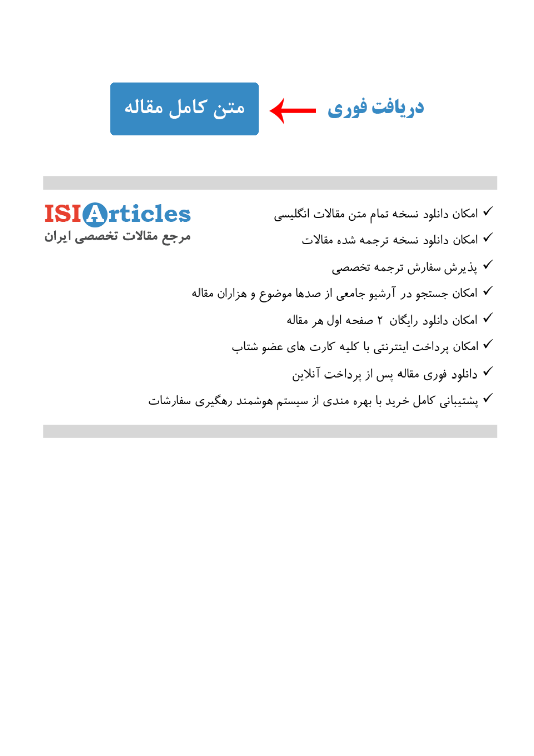دریافت فوری ← متن کامل مقاله

**ISIArticles**
مرجع مقالات تخصصی ایران

- ✓ امکان دانلود نسخه تمام متن مقالات انگلیسی
- ✓ امکان دانلود نسخه ترجمه شده مقالات
- ✓ پذیرش سفارش ترجمه تخصصی
- ✓ امکان جستجو در آرشیو جامعی از صدها موضوع و هزاران مقاله
- ✓ امکان دانلود رایگان ۲ صفحه اول هر مقاله
- ✓ امکان پرداخت اینترنتی با کلیه کارت های عضو شتاب
- ✓ دانلود فوری مقاله پس از پرداخت آنلاین
- ✓ پشتیبانی کامل خرید با بهره مندی از سیستم هوشمند رهگیری سفارشات